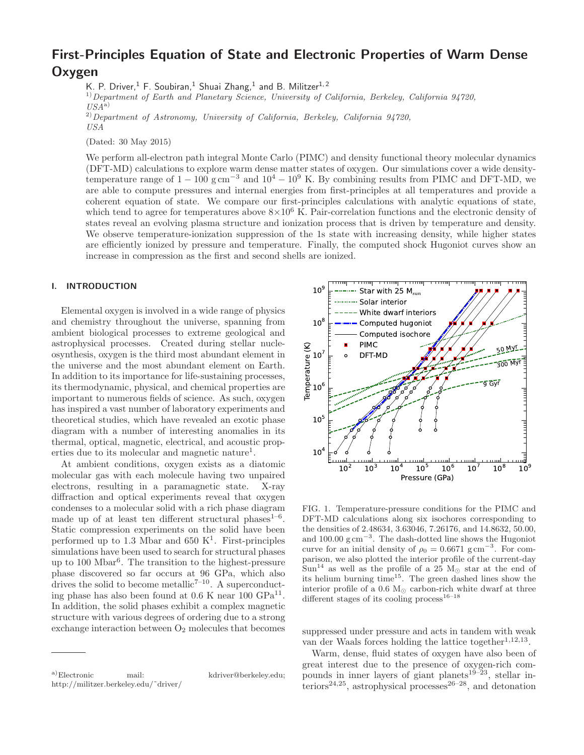# First-Principles Equation of State and Electronic Properties of Warm Dense Oxygen

K. P. Driver,[1] F. Soubiran,[1] Shuai Zhang,[1] and B. Militzer[1,2]

[1] *Department of Earth and Planetary Science, University of California, Berkeley, California 94720, USA*[a]

[2] *Department of Astronomy, University of California, Berkeley, California 94720, USA*

(Dated: 30 May 2015)

We perform all-electron path integral Monte Carlo (PIMC) and density functional theory molecular dynamics (DFT-MD) calculations to explore warm dense matter states of oxygen. Our simulations cover a wide density-temperature range of $1-100$ g cm$^{-3}$ and $10^4-10^9$ K. By combining results from PIMC and DFT-MD, we are able to compute pressures and internal energies from first-principles at all temperatures and provide a coherent equation of state. We compare our first-principles calculations with analytic equations of state, which tend to agree for temperatures above $8\times10^6$ K. Pair-correlation functions and the electronic density of states reveal an evolving plasma structure and ionization process that is driven by temperature and density. We observe temperature-ionization suppression of the 1s state with increasing density, while higher states are efficiently ionized by pressure and temperature. Finally, the computed shock Hugoniot curves show an increase in compression as the first and second shells are ionized.

## I. INTRODUCTION

Elemental oxygen is involved in a wide range of physics and chemistry throughout the universe, spanning from ambient biological processes to extreme geological and astrophysical processes. Created during stellar nucleosynthesis, oxygen is the third most abundant element in the universe and the most abundant element on Earth. In addition to its importance for life-sustaining processes, its thermodynamic, physical, and chemical properties are important to numerous fields of science. As such, oxygen has inspired a vast number of laboratory experiments and theoretical studies, which have revealed an exotic phase diagram with a number of interesting anomalies in its thermal, optical, magnetic, electrical, and acoustic properties due to its molecular and magnetic nature[1].

At ambient conditions, oxygen exists as a diatomic molecular gas with each molecule having two unpaired electrons, resulting in a paramagnetic state. X-ray diffraction and optical experiments reveal that oxygen condenses to a molecular solid with a rich phase diagram made up of at least ten different structural phases[1–6]. Static compression experiments on the solid have been performed up to 1.3 Mbar and 650 K[1]. First-principles simulations have been used to search for structural phases up to 100 Mbar[6]. The transition to the highest-pressure phase discovered so far occurs at 96 GPa, which also drives the solid to become metallic[7–10]. A superconducting phase has also been found at 0.6 K near 100 GPa[11]. In addition, the solid phases exhibit a complex magnetic structure with various degrees of ordering due to a strong exchange interaction between $O_2$ molecules that becomes suppressed under pressure and acts in tandem with weak van der Waals forces holding the lattice together[1,12,13].

FIG. 1. Temperature-pressure conditions for the PIMC and DFT-MD calculations along six isochores corresponding to the densities of 2.48634, 3.63046, 7.26176, and 14.8632, 50.00, and 100.00 g cm$^{-3}$. The dash-dotted line shows the Hugoniot curve for an initial density of $\rho_0 = 0.6671$ g cm$^{-3}$. For comparison, we also plotted the interior profile of the current-day Sun[14] as well as the profile of a 25 $M_\odot$ star at the end of its helium burning time[15]. The green dashed lines show the interior profile of a 0.6 $M_\odot$ carbon-rich white dwarf at three different stages of its cooling process[16–18]

Warm, dense, fluid states of oxygen have also been of great interest due to the presence of oxygen-rich compounds in inner layers of giant planets[19–23], stellar interiors[24,25], astrophysical processes[26–28], and detonation

---

[a] Electronic mail: kdriver@berkeley.edu; http://militzer.berkeley.edu/~driver/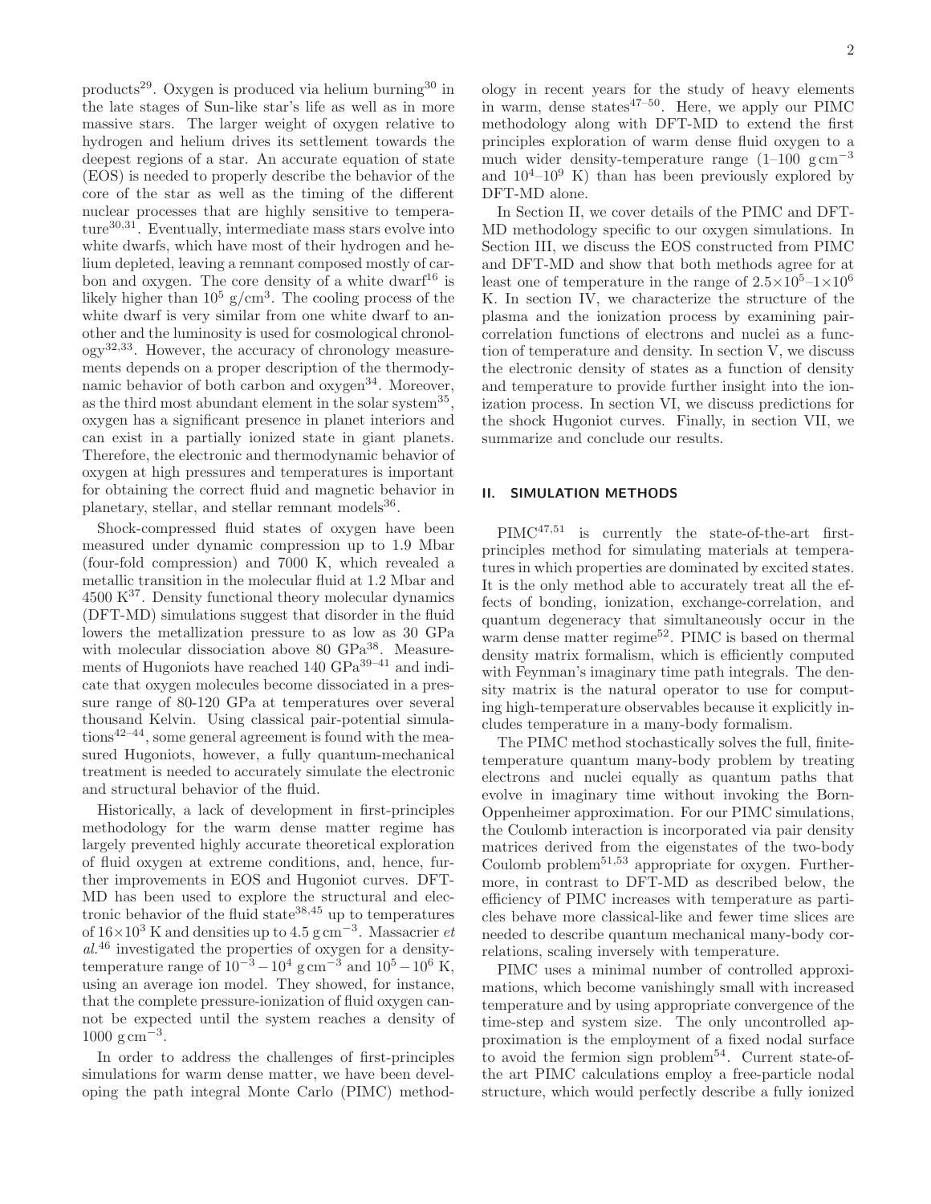products[29]. Oxygen is produced via helium burning[30] in the late stages of Sun-like star's life as well as in more massive stars. The larger weight of oxygen relative to hydrogen and helium drives its settlement towards the deepest regions of a star. An accurate equation of state (EOS) is needed to properly describe the behavior of the core of the star as well as the timing of the different nuclear processes that are highly sensitive to temperature[30,31]. Eventually, intermediate mass stars evolve into white dwarfs, which have most of their hydrogen and helium depleted, leaving a remnant composed mostly of carbon and oxygen. The core density of a white dwarf[16] is likely higher than $10^5$ g/cm$^3$. The cooling process of the white dwarf is very similar from one white dwarf to another and the luminosity is used for cosmological chronology[32,33]. However, the accuracy of chronology measurements depends on a proper description of the thermodynamic behavior of both carbon and oxygen[34]. Moreover, as the third most abundant element in the solar system[35], oxygen has a significant presence in planet interiors and can exist in a partially ionized state in giant planets. Therefore, the electronic and thermodynamic behavior of oxygen at high pressures and temperatures is important for obtaining the correct fluid and magnetic behavior in planetary, stellar, and stellar remnant models[36].

Shock-compressed fluid states of oxygen have been measured under dynamic compression up to 1.9 Mbar (four-fold compression) and 7000 K, which revealed a metallic transition in the molecular fluid at 1.2 Mbar and 4500 K[37]. Density functional theory molecular dynamics (DFT-MD) simulations suggest that disorder in the fluid lowers the metallization pressure to as low as 30 GPa with molecular dissociation above 80 GPa[38]. Measurements of Hugoniots have reached 140 GPa[39–41] and indicate that oxygen molecules become dissociated in a pressure range of 80-120 GPa at temperatures over several thousand Kelvin. Using classical pair-potential simulations[42–44], some general agreement is found with the measured Hugoniots, however, a fully quantum-mechanical treatment is needed to accurately simulate the electronic and structural behavior of the fluid.

Historically, a lack of development in first-principles methodology for the warm dense matter regime has largely prevented highly accurate theoretical exploration of fluid oxygen at extreme conditions, and, hence, further improvements in EOS and Hugoniot curves. DFT-MD has been used to explore the structural and electronic behavior of the fluid state[38,45] up to temperatures of $16\times10^3$ K and densities up to 4.5 g cm$^{-3}$. Massacrier *et al.*[46] investigated the properties of oxygen for a density-temperature range of $10^{-3}-10^4$ g cm$^{-3}$ and $10^5-10^6$ K, using an average ion model. They showed, for instance, that the complete pressure-ionization of fluid oxygen cannot be expected until the system reaches a density of 1000 g cm$^{-3}$.

In order to address the challenges of first-principles simulations for warm dense matter, we have been developing the path integral Monte Carlo (PIMC) methodology in recent years for the study of heavy elements in warm, dense states[47–50]. Here, we apply our PIMC methodology along with DFT-MD to extend the first principles exploration of warm dense fluid oxygen to a much wider density-temperature range (1–100 g cm$^{-3}$ and $10^4$–$10^9$ K) than has been previously explored by DFT-MD alone.

In Section II, we cover details of the PIMC and DFT-MD methodology specific to our oxygen simulations. In Section III, we discuss the EOS constructed from PIMC and DFT-MD and show that both methods agree for at least one of temperature in the range of $2.5\times10^5$–$1\times10^6$ K. In section IV, we characterize the structure of the plasma and the ionization process by examining pair-correlation functions of electrons and nuclei as a function of temperature and density. In section V, we discuss the electronic density of states as a function of density and temperature to provide further insight into the ionization process. In section VI, we discuss predictions for the shock Hugoniot curves. Finally, in section VII, we summarize and conclude our results.

## II. SIMULATION METHODS

PIMC[47,51] is currently the state-of-the-art first-principles method for simulating materials at temperatures in which properties are dominated by excited states. It is the only method able to accurately treat all the effects of bonding, ionization, exchange-correlation, and quantum degeneracy that simultaneously occur in the warm dense matter regime[52]. PIMC is based on thermal density matrix formalism, which is efficiently computed with Feynman's imaginary time path integrals. The density matrix is the natural operator to use for computing high-temperature observables because it explicitly includes temperature in a many-body formalism.

The PIMC method stochastically solves the full, finite-temperature quantum many-body problem by treating electrons and nuclei equally as quantum paths that evolve in imaginary time without invoking the Born-Oppenheimer approximation. For our PIMC simulations, the Coulomb interaction is incorporated via pair density matrices derived from the eigenstates of the two-body Coulomb problem[51,53] appropriate for oxygen. Furthermore, in contrast to DFT-MD as described below, the efficiency of PIMC increases with temperature as particles behave more classical-like and fewer time slices are needed to describe quantum mechanical many-body correlations, scaling inversely with temperature.

PIMC uses a minimal number of controlled approximations, which become vanishingly small with increased temperature and by using appropriate convergence of the time-step and system size. The only uncontrolled approximation is the employment of a fixed nodal surface to avoid the fermion sign problem[54]. Current state-of-the art PIMC calculations employ a free-particle nodal structure, which would perfectly describe a fully ionized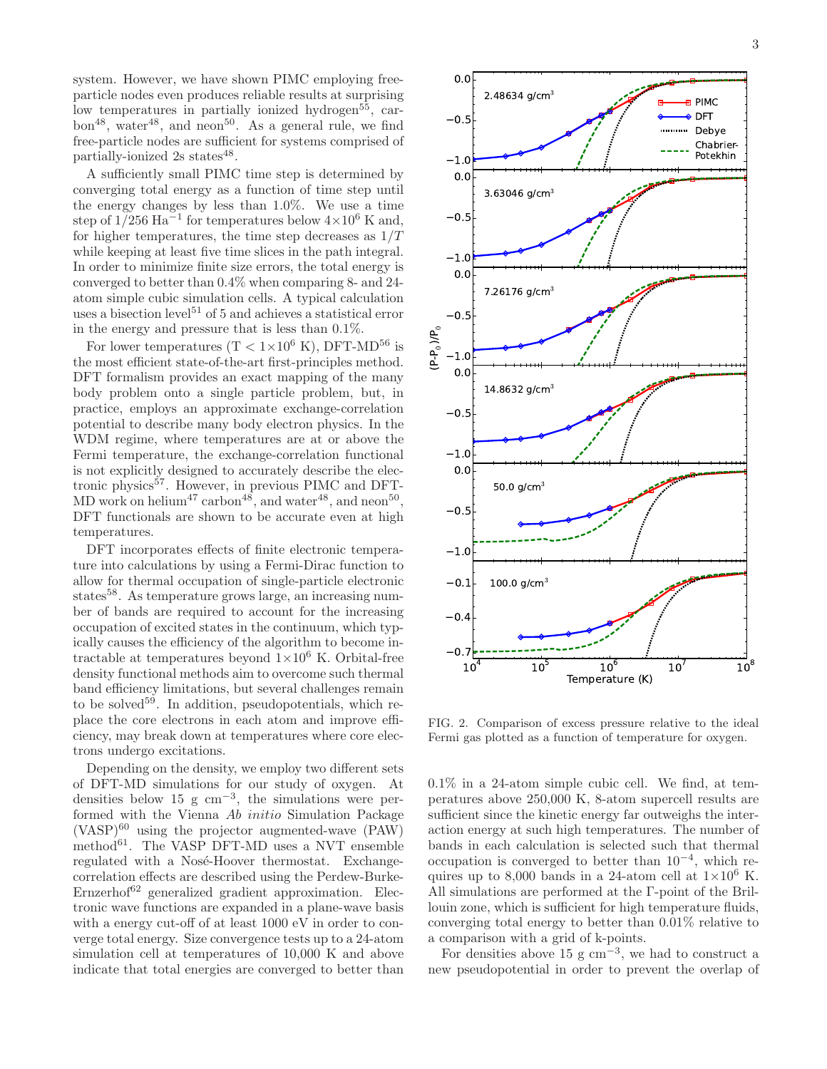system. However, we have shown PIMC employing free-particle nodes even produces reliable results at surprising low temperatures in partially ionized hydrogen[55], carbon[48], water[48], and neon[50]. As a general rule, we find free-particle nodes are sufficient for systems comprised of partially-ionized 2s states[48].

A sufficiently small PIMC time step is determined by converging total energy as a function of time step until the energy changes by less than 1.0%. We use a time step of $1/256$ Ha$^{-1}$ for temperatures below $4\times10^6$ K and, for higher temperatures, the time step decreases as $1/T$ while keeping at least five time slices in the path integral. In order to minimize finite size errors, the total energy is converged to better than 0.4% when comparing 8- and 24-atom simple cubic simulation cells. A typical calculation uses a bisection level[51] of 5 and achieves a statistical error in the energy and pressure that is less than 0.1%.

For lower temperatures ($T < 1\times10^6$ K), DFT-MD[56] is the most efficient state-of-the-art first-principles method. DFT formalism provides an exact mapping of the many body problem onto a single particle problem, but, in practice, employs an approximate exchange-correlation potential to describe many body electron physics. In the WDM regime, where temperatures are at or above the Fermi temperature, the exchange-correlation functional is not explicitly designed to accurately describe the electronic physics[57]. However, in previous PIMC and DFT-MD work on helium[47] carbon[48], and water[48], and neon[50], DFT functionals are shown to be accurate even at high temperatures.

DFT incorporates effects of finite electronic temperature into calculations by using a Fermi-Dirac function to allow for thermal occupation of single-particle electronic states[58]. As temperature grows large, an increasing number of bands are required to account for the increasing occupation of excited states in the continuum, which typically causes the efficiency of the algorithm to become intractable at temperatures beyond $1\times10^6$ K. Orbital-free density functional methods aim to overcome such thermal band efficiency limitations, but several challenges remain to be solved[59]. In addition, pseudopotentials, which replace the core electrons in each atom and improve efficiency, may break down at temperatures where core electrons undergo excitations.

Depending on the density, we employ two different sets of DFT-MD simulations for our study of oxygen. At densities below 15 g cm$^{-3}$, the simulations were performed with the Vienna *Ab initio* Simulation Package (VASP)[60] using the projector augmented-wave (PAW) method[61]. The VASP DFT-MD uses a NVT ensemble regulated with a Nosé-Hoover thermostat. Exchange-correlation effects are described using the Perdew-Burke-Ernzerhof[62] generalized gradient approximation. Electronic wave functions are expanded in a plane-wave basis with a energy cut-off of at least 1000 eV in order to converge total energy. Size convergence tests up to a 24-atom simulation cell at temperatures of 10,000 K and above indicate that total energies are converged to better than 0.1% in a 24-atom simple cubic cell. We find, at temperatures above 250,000 K, 8-atom supercell results are sufficient since the kinetic energy far outweighs the interaction energy at such high temperatures. The number of bands in each calculation is selected such that thermal occupation is converged to better than $10^{-4}$, which requires up to 8,000 bands in a 24-atom cell at $1\times10^6$ K. All simulations are performed at the Γ-point of the Brillouin zone, which is sufficient for high temperature fluids, converging total energy to better than 0.01% relative to a comparison with a grid of k-points.

FIG. 2. Comparison of excess pressure relative to the ideal Fermi gas plotted as a function of temperature for oxygen.

For densities above 15 g cm$^{-3}$, we had to construct a new pseudopotential in order to prevent the overlap of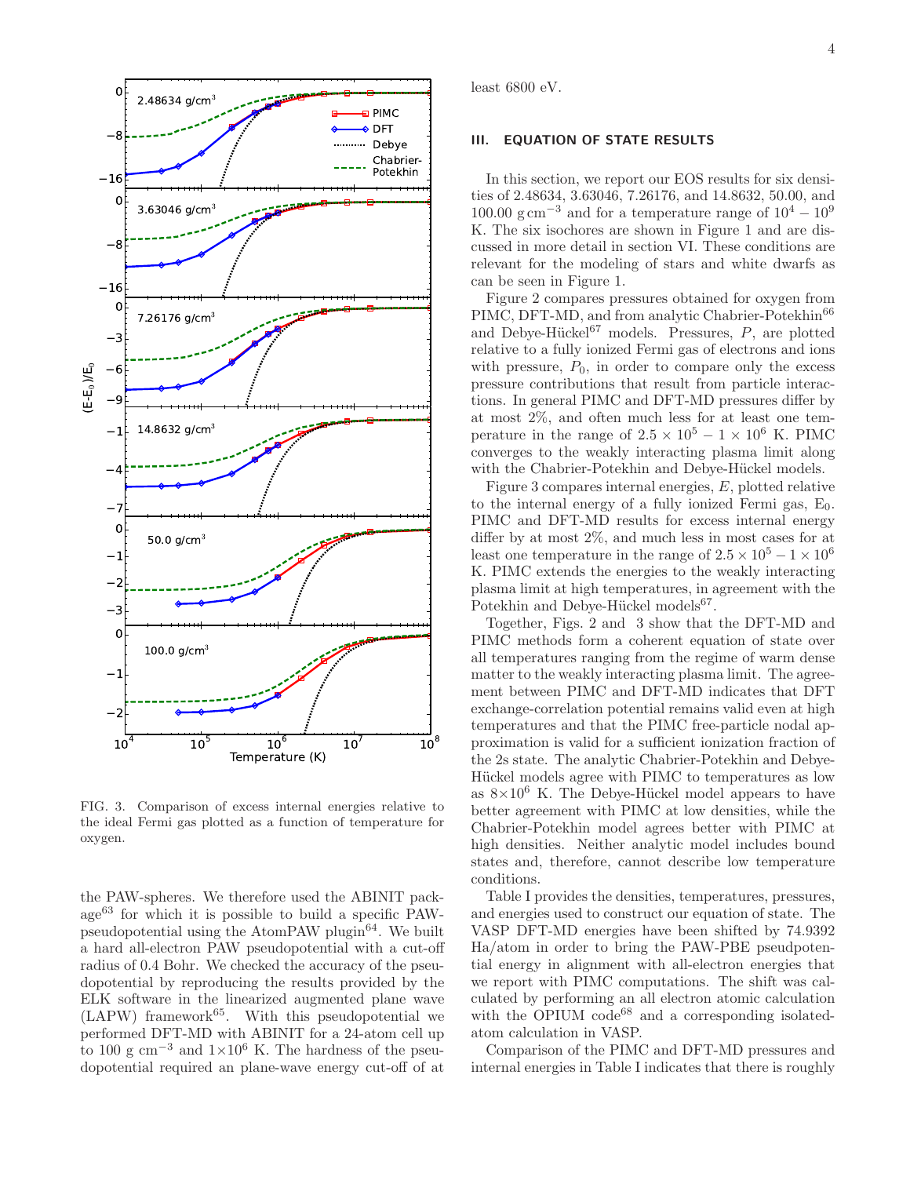FIG. 3. Comparison of excess internal energies relative to the ideal Fermi gas plotted as a function of temperature for oxygen.

the PAW-spheres. We therefore used the ABINIT package[63] for which it is possible to build a specific PAW-pseudopotential using the AtomPAW plugin[64]. We built a hard all-electron PAW pseudopotential with a cut-off radius of 0.4 Bohr. We checked the accuracy of the pseudopotential by reproducing the results provided by the ELK software in the linearized augmented plane wave (LAPW) framework[65]. With this pseudopotential we performed DFT-MD with ABINIT for a 24-atom cell up to 100 g cm$^{-3}$ and $1\times10^6$ K. The hardness of the pseudopotential required an plane-wave energy cut-off of at least 6800 eV.

## III. EQUATION OF STATE RESULTS

In this section, we report our EOS results for six densities of 2.48634, 3.63046, 7.26176, and 14.8632, 50.00, and 100.00 g cm$^{-3}$ and for a temperature range of $10^4 - 10^9$ K. The six isochores are shown in Figure 1 and are discussed in more detail in section VI. These conditions are relevant for the modeling of stars and white dwarfs as can be seen in Figure 1.

Figure 2 compares pressures obtained for oxygen from PIMC, DFT-MD, and from analytic Chabrier-Potekhin[66] and Debye-Hückel[67] models. Pressures, $P$, are plotted relative to a fully ionized Fermi gas of electrons and ions with pressure, $P_0$, in order to compare only the excess pressure contributions that result from particle interactions. In general PIMC and DFT-MD pressures differ by at most 2%, and often much less for at least one temperature in the range of $2.5 \times 10^5 - 1 \times 10^6$ K. PIMC converges to the weakly interacting plasma limit along with the Chabrier-Potekhin and Debye-Hückel models.

Figure 3 compares internal energies, $E$, plotted relative to the internal energy of a fully ionized Fermi gas, $E_0$. PIMC and DFT-MD results for excess internal energy differ by at most 2%, and much less in most cases for at least one temperature in the range of $2.5 \times 10^5 - 1 \times 10^6$ K. PIMC extends the energies to the weakly interacting plasma limit at high temperatures, in agreement with the Potekhin and Debye-Hückel models[67].

Together, Figs. 2 and 3 show that the DFT-MD and PIMC methods form a coherent equation of state over all temperatures ranging from the regime of warm dense matter to the weakly interacting plasma limit. The agreement between PIMC and DFT-MD indicates that DFT exchange-correlation potential remains valid even at high temperatures and that the PIMC free-particle nodal approximation is valid for a sufficient ionization fraction of the 2s state. The analytic Chabrier-Potekhin and Debye-Hückel models agree with PIMC to temperatures as low as $8\times10^6$ K. The Debye-Hückel model appears to have better agreement with PIMC at low densities, while the Chabrier-Potekhin model agrees better with PIMC at high densities. Neither analytic model includes bound states and, therefore, cannot describe low temperature conditions.

Table I provides the densities, temperatures, pressures, and energies used to construct our equation of state. The VASP DFT-MD energies have been shifted by 74.9392 Ha/atom in order to bring the PAW-PBE pseudopotential energy in alignment with all-electron energies that we report with PIMC computations. The shift was calculated by performing an all electron atomic calculation with the OPIUM code[68] and a corresponding isolated-atom calculation in VASP.

Comparison of the PIMC and DFT-MD pressures and internal energies in Table I indicates that there is roughly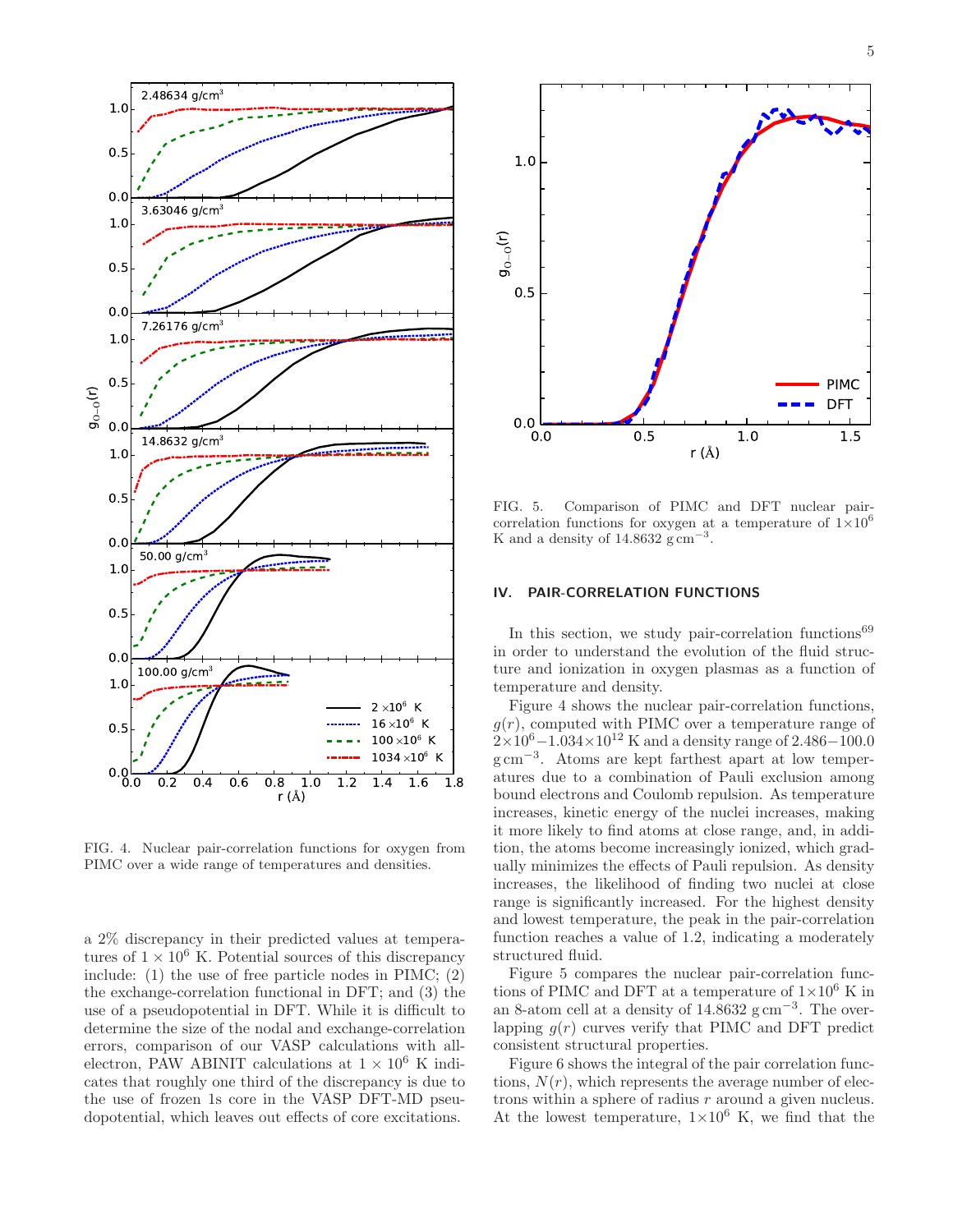FIG. 4. Nuclear pair-correlation functions for oxygen from PIMC over a wide range of temperatures and densities.

a 2% discrepancy in their predicted values at temperatures of $1 \times 10^6$ K. Potential sources of this discrepancy include: (1) the use of free particle nodes in PIMC; (2) the exchange-correlation functional in DFT; and (3) the use of a pseudopotential in DFT. While it is difficult to determine the size of the nodal and exchange-correlation errors, comparison of our VASP calculations with all-electron, PAW ABINIT calculations at $1 \times 10^6$ K indicates that roughly one third of the discrepancy is due to the use of frozen 1s core in the VASP DFT-MD pseudopotential, which leaves out effects of core excitations.

FIG. 5. Comparison of PIMC and DFT nuclear pair-correlation functions for oxygen at a temperature of $1\times10^6$ K and a density of 14.8632 g cm$^{-3}$.

## IV. PAIR-CORRELATION FUNCTIONS

In this section, we study pair-correlation functions[69] in order to understand the evolution of the fluid structure and ionization in oxygen plasmas as a function of temperature and density.

Figure 4 shows the nuclear pair-correlation functions, $g(r)$, computed with PIMC over a temperature range of $2\times10^6$–$1.034\times10^{12}$ K and a density range of 2.486−100.0 g cm$^{-3}$. Atoms are kept farthest apart at low temperatures due to a combination of Pauli exclusion among bound electrons and Coulomb repulsion. As temperature increases, kinetic energy of the nuclei increases, making it more likely to find atoms at close range, and, in addition, the atoms become increasingly ionized, which gradually minimizes the effects of Pauli repulsion. As density increases, the likelihood of finding two nuclei at close range is significantly increased. For the highest density and lowest temperature, the peak in the pair-correlation function reaches a value of 1.2, indicating a moderately structured fluid.

Figure 5 compares the nuclear pair-correlation functions of PIMC and DFT at a temperature of $1\times10^6$ K in an 8-atom cell at a density of 14.8632 g cm$^{-3}$. The overlapping $g(r)$ curves verify that PIMC and DFT predict consistent structural properties.

Figure 6 shows the integral of the pair correlation functions, $N(r)$, which represents the average number of electrons within a sphere of radius $r$ around a given nucleus. At the lowest temperature, $1\times10^6$ K, we find that the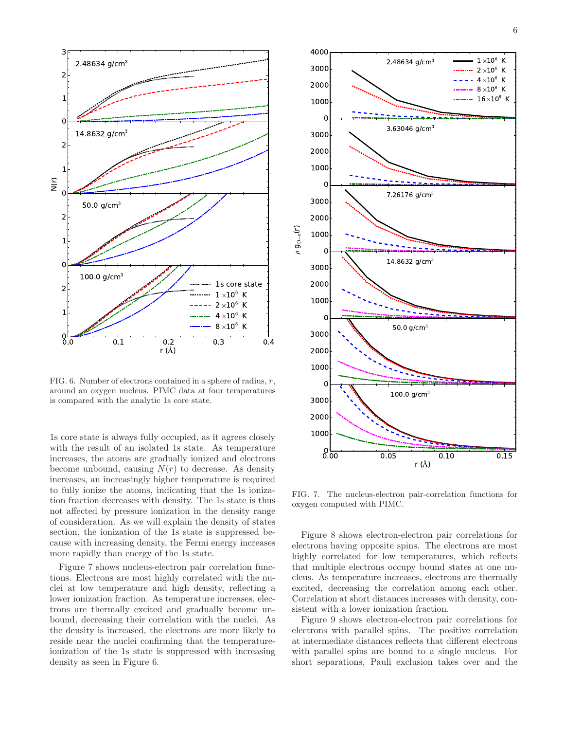FIG. 6. Number of electrons contained in a sphere of radius, $r$, around an oxygen nucleus. PIMC data at four temperatures is compared with the analytic 1s core state.

FIG. 7. The nucleus-electron pair-correlation functions for oxygen computed with PIMC.

1s core state is always fully occupied, as it agrees closely with the result of an isolated 1s state. As temperature increases, the atoms are gradually ionized and electrons become unbound, causing $N(r)$ to decrease. As density increases, an increasingly higher temperature is required to fully ionize the atoms, indicating that the 1s ionization fraction decreases with density. The 1s state is thus not affected by pressure ionization in the density range of consideration. As we will explain the density of states section, the ionization of the 1s state is suppressed because with increasing density, the Fermi energy increases more rapidly than energy of the 1s state.

Figure 7 shows nucleus-electron pair correlation functions. Electrons are most highly correlated with the nuclei at low temperature and high density, reflecting a lower ionization fraction. As temperature increases, electrons are thermally excited and gradually become unbound, decreasing their correlation with the nuclei. As the density is increased, the electrons are more likely to reside near the nuclei confirming that the temperature-ionization of the 1s state is suppressed with increasing density as seen in Figure 6.

Figure 8 shows electron-electron pair correlations for electrons having opposite spins. The electrons are most highly correlated for low temperatures, which reflects that multiple electrons occupy bound states at one nucleus. As temperature increases, electrons are thermally excited, decreasing the correlation among each other. Correlation at short distances increases with density, consistent with a lower ionization fraction.

Figure 9 shows electron-electron pair correlations for electrons with parallel spins. The positive correlation at intermediate distances reflects that different electrons with parallel spins are bound to a single nucleus. For short separations, Pauli exclusion takes over and the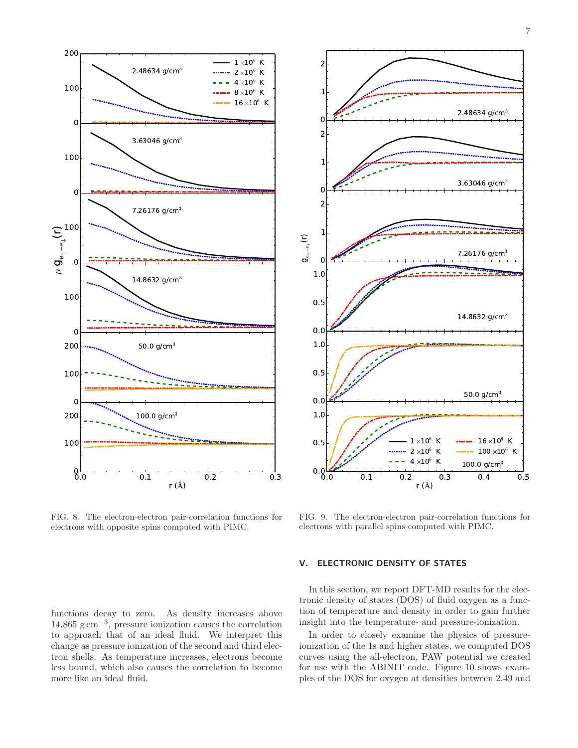FIG. 8. The electron-electron pair-correlation functions for electrons with opposite spins computed with PIMC.

FIG. 9. The electron-electron pair-correlation functions for electrons with parallel spins computed with PIMC.

functions decay to zero. As density increases above 14.865 $\mathrm{g\,cm^{-3}}$, pressure ionization causes the correlation to approach that of an ideal fluid. We interpret this change as pressure ionization of the second and third electron shells. As temperature increases, electrons become less bound, which also causes the correlation to become more like an ideal fluid.

## V. ELECTRONIC DENSITY OF STATES

In this section, we report DFT-MD results for the electronic density of states (DOS) of fluid oxygen as a function of temperature and density in order to gain further insight into the temperature- and pressure-ionization.

In order to closely examine the physics of pressure-ionization of the 1s and higher states, we computed DOS curves using the all-electron, PAW potential we created for use with the ABINIT code. Figure 10 shows examples of the DOS for oxygen at densities between 2.49 and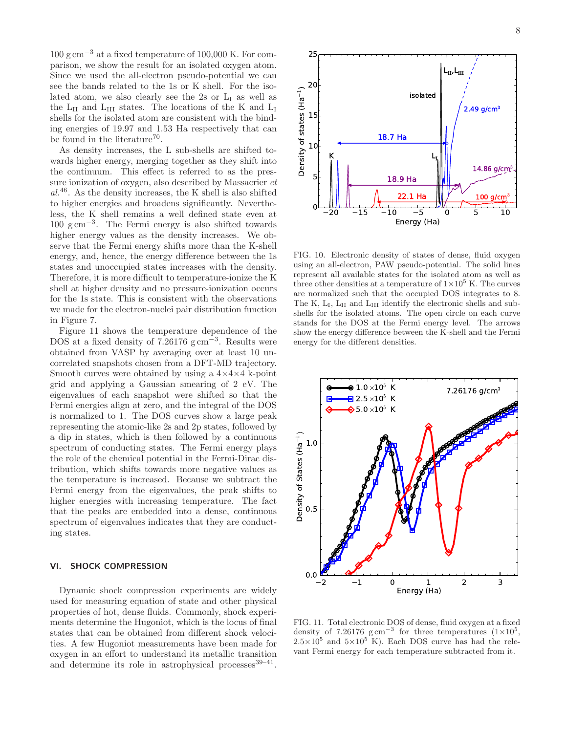$100\ \mathrm{g\,cm^{-3}}$ at a fixed temperature of 100,000 K. For comparison, we show the result for an isolated oxygen atom. Since we used the all-electron pseudo-potential we can see the bands related to the 1s or K shell. For the isolated atom, we also clearly see the 2s or $L_I$ as well as the $L_{II}$ and $L_{III}$ states. The locations of the K and $L_I$ shells for the isolated atom are consistent with the binding energies of 19.97 and 1.53 Ha respectively that can be found in the literature[70].

As density increases, the L sub-shells are shifted towards higher energy, merging together as they shift into the continuum. This effect is referred to as the pressure ionization of oxygen, also described by Massacrier *et al.*[46]. As the density increases, the K shell is also shifted to higher energies and broadens significantly. Nevertheless, the K shell remains a well defined state even at $100\ \mathrm{g\,cm^{-3}}$. The Fermi energy is also shifted towards higher energy values as the density increases. We observe that the Fermi energy shifts more than the K-shell energy, and, hence, the energy difference between the 1s states and unoccupied states increases with the density. Therefore, it is more difficult to temperature-ionize the K shell at higher density and no pressure-ionization occurs for the 1s state. This is consistent with the observations we made for the electron-nuclei pair distribution function in Figure 7.

Figure 11 shows the temperature dependence of the DOS at a fixed density of $7.26176\ \mathrm{g\,cm^{-3}}$. Results were obtained from VASP by averaging over at least 10 uncorrelated snapshots chosen from a DFT-MD trajectory. Smooth curves were obtained by using a 4×4×4 k-point grid and applying a Gaussian smearing of 2 eV. The eigenvalues of each snapshot were shifted so that the Fermi energies align at zero, and the integral of the DOS is normalized to 1. The DOS curves show a large peak representing the atomic-like 2s and 2p states, followed by a dip in states, which is then followed by a continuous spectrum of conducting states. The Fermi energy plays the role of the chemical potential in the Fermi-Dirac distribution, which shifts towards more negative values as the temperature is increased. Because we subtract the Fermi energy from the eigenvalues, the peak shifts to higher energies with increasing temperature. The fact that the peaks are embedded into a dense, continuous spectrum of eigenvalues indicates that they are conducting states.

## VI. SHOCK COMPRESSION

Dynamic shock compression experiments are widely used for measuring equation of state and other physical properties of hot, dense fluids. Commonly, shock experiments determine the Hugoniot, which is the locus of final states that can be obtained from different shock velocities. A few Hugoniot measurements have been made for oxygen in an effort to understand its metallic transition and determine its role in astrophysical processes[39–41].

FIG. 10. Electronic density of states of dense, fluid oxygen using an all-electron, PAW pseudo-potential. The solid lines represent all available states for the isolated atom as well as three other densities at a temperature of $1\times10^5$ K. The curves are normalized such that the occupied DOS integrates to 8. The K, $L_I$, $L_{II}$ and $L_{III}$ identify the electronic shells and subshells for the isolated atoms. The open circle on each curve stands for the DOS at the Fermi energy level. The arrows show the energy difference between the K-shell and the Fermi energy for the different densities.

FIG. 11. Total electronic DOS of dense, fluid oxygen at a fixed density of $7.26176\ \mathrm{g\,cm^{-3}}$ for three temperatures ($1\times10^5$, $2.5\times10^5$ and $5\times10^5$ K). Each DOS curve has had the relevant Fermi energy for each temperature subtracted from it.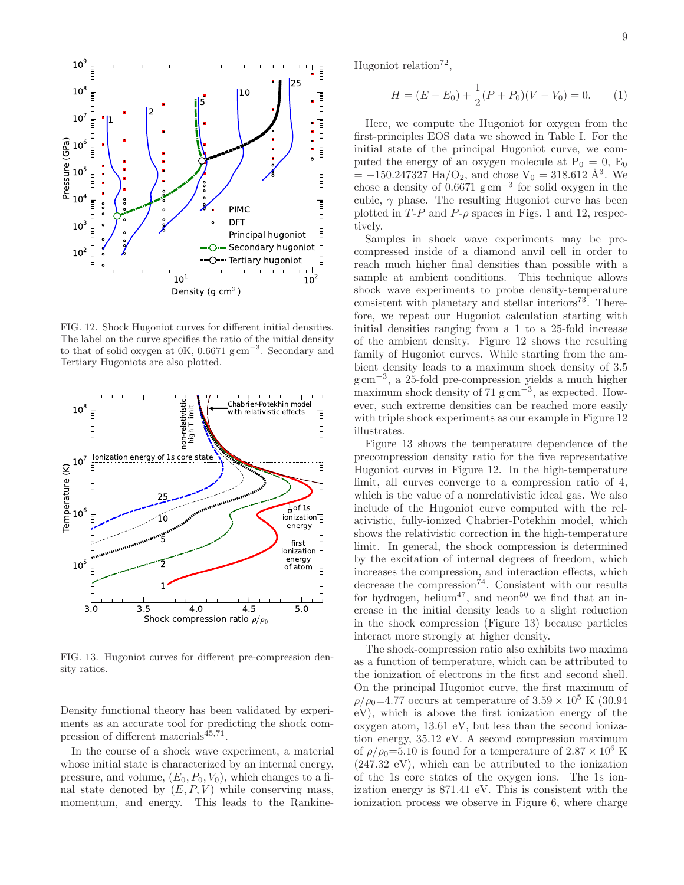FIG. 12. Shock Hugoniot curves for different initial densities. The label on the curve specifies the ratio of the initial density to that of solid oxygen at 0K, 0.6671 g cm$^{-3}$. Secondary and Tertiary Hugoniots are also plotted.

FIG. 13. Hugoniot curves for different pre-compression density ratios.

Density functional theory has been validated by experiments as an accurate tool for predicting the shock compression of different materials[45,71].

In the course of a shock wave experiment, a material whose initial state is characterized by an internal energy, pressure, and volume, $(E_0, P_0, V_0)$, which changes to a final state denoted by $(E, P, V)$ while conserving mass, momentum, and energy. This leads to the Rankine-Hugoniot relation[72],

$$H = (E - E_0) + \frac{1}{2}(P + P_0)(V - V_0) = 0. \quad (1)$$

Here, we compute the Hugoniot for oxygen from the first-principles EOS data we showed in Table I. For the initial state of the principal Hugoniot curve, we computed the energy of an oxygen molecule at $P_0 = 0$, $E_0 = -150.247327$ Ha/$O_2$, and chose $V_0 = 318.612$ Å$^3$. We chose a density of 0.6671 g cm$^{-3}$ for solid oxygen in the cubic, $\gamma$ phase. The resulting Hugoniot curve has been plotted in $T$-$P$ and $P$-$\rho$ spaces in Figs. 1 and 12, respectively.

Samples in shock wave experiments may be precompressed inside of a diamond anvil cell in order to reach much higher final densities than possible with a sample at ambient conditions. This technique allows shock wave experiments to probe density-temperature consistent with planetary and stellar interiors[73]. Therefore, we repeat our Hugoniot calculation starting with initial densities ranging from a 1 to a 25-fold increase of the ambient density. Figure 12 shows the resulting family of Hugoniot curves. While starting from the ambient density leads to a maximum shock density of 3.5 g cm$^{-3}$, a 25-fold pre-compression yields a much higher maximum shock density of 71 g cm$^{-3}$, as expected. However, such extreme densities can be reached more easily with triple shock experiments as our example in Figure 12 illustrates.

Figure 13 shows the temperature dependence of the precompression density ratio for the five representative Hugoniot curves in Figure 12. In the high-temperature limit, all curves converge to a compression ratio of 4, which is the value of a nonrelativistic ideal gas. We also include of the Hugoniot curve computed with the relativistic, fully-ionized Chabrier-Potekhin model, which shows the relativistic correction in the high-temperature limit. In general, the shock compression is determined by the excitation of internal degrees of freedom, which increases the compression, and interaction effects, which decrease the compression[74]. Consistent with our results for hydrogen, helium[47], and neon[50] we find that an increase in the initial density leads to a slight reduction in the shock compression (Figure 13) because particles interact more strongly at higher density.

The shock-compression ratio also exhibits two maxima as a function of temperature, which can be attributed to the ionization of electrons in the first and second shell. On the principal Hugoniot curve, the first maximum of $\rho/\rho_0$=4.77 occurs at temperature of $3.59 \times 10^5$ K (30.94 eV), which is above the first ionization energy of the oxygen atom, 13.61 eV, but less than the second ionization energy, 35.12 eV. A second compression maximum of $\rho/\rho_0$=5.10 is found for a temperature of $2.87 \times 10^6$ K (247.32 eV), which can be attributed to the ionization of the 1s core states of the oxygen ions. The 1s ionization energy is 871.41 eV. This is consistent with the ionization process we observe in Figure 6, where charge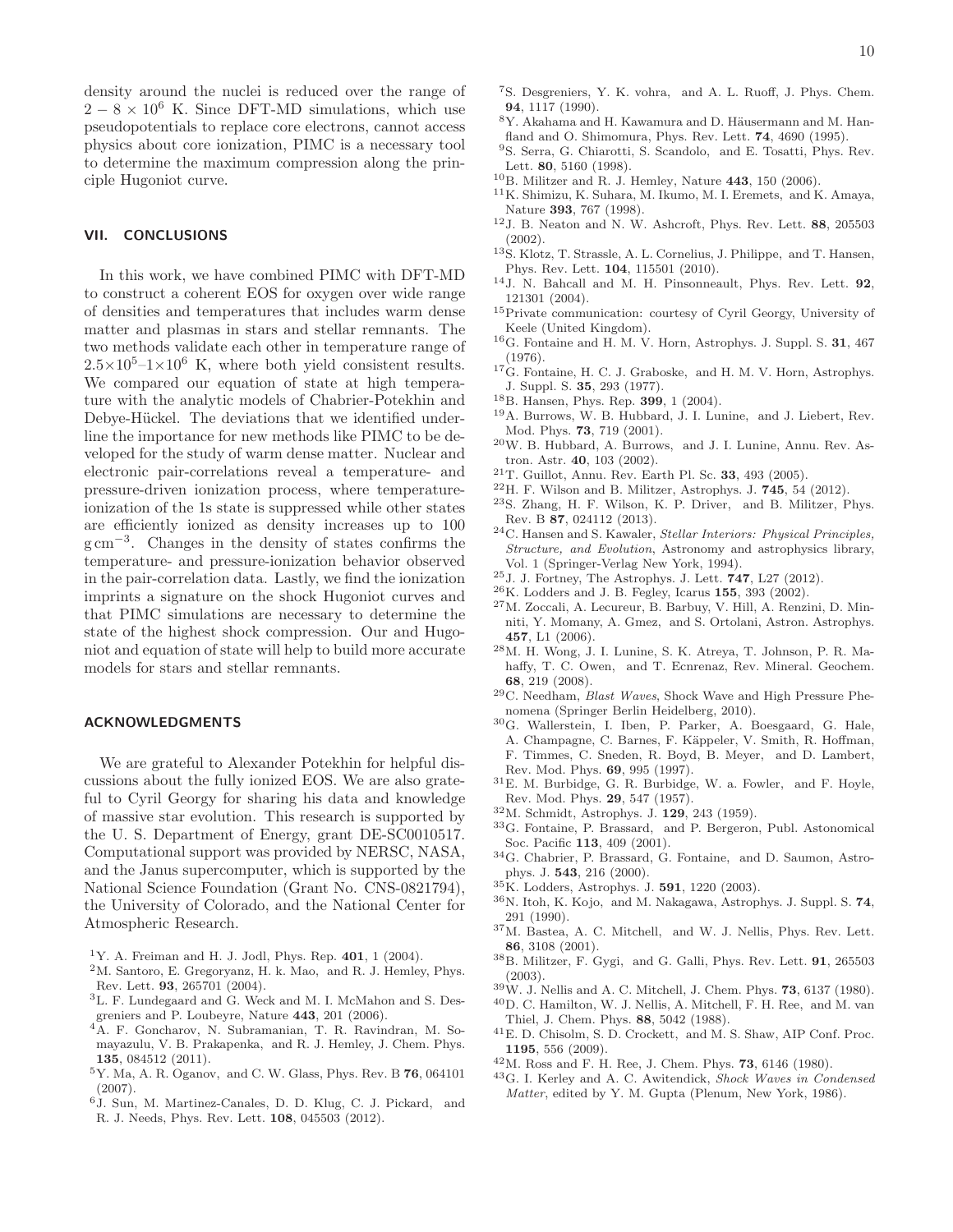density around the nuclei is reduced over the range of $2-8\times10^6$ K. Since DFT-MD simulations, which use pseudopotentials to replace core electrons, cannot access physics about core ionization, PIMC is a necessary tool to determine the maximum compression along the principle Hugoniot curve.

## VII. CONCLUSIONS

In this work, we have combined PIMC with DFT-MD to construct a coherent EOS for oxygen over wide range of densities and temperatures that includes warm dense matter and plasmas in stars and stellar remnants. The two methods validate each other in temperature range of $2.5\times10^5$–$1\times10^6$ K, where both yield consistent results. We compared our equation of state at high temperature with the analytic models of Chabrier-Potekhin and Debye-Hückel. The deviations that we identified underline the importance for new methods like PIMC to be developed for the study of warm dense matter. Nuclear and electronic pair-correlations reveal a temperature- and pressure-driven ionization process, where temperature-ionization of the 1s state is suppressed while other states are efficiently ionized as density increases up to 100 $\mathrm{g\,cm^{-3}}$. Changes in the density of states confirms the temperature- and pressure-ionization behavior observed in the pair-correlation data. Lastly, we find the ionization imprints a signature on the shock Hugoniot curves and that PIMC simulations are necessary to determine the state of the highest shock compression. Our and Hugoniot and equation of state will help to build more accurate models for stars and stellar remnants.

## ACKNOWLEDGMENTS

We are grateful to Alexander Potekhin for helpful discussions about the fully ionized EOS. We are also grateful to Cyril Georgy for sharing his data and knowledge of massive star evolution. This research is supported by the U. S. Department of Energy, grant DE-SC0010517. Computational support was provided by NERSC, NASA, and the Janus supercomputer, which is supported by the National Science Foundation (Grant No. CNS-0821794), the University of Colorado, and the National Center for Atmospheric Research.

[1] Y. A. Freiman and H. J. Jodl, Phys. Rep. **401**, 1 (2004).
[2] M. Santoro, E. Gregoryanz, H. k. Mao, and R. J. Hemley, Phys. Rev. Lett. **93**, 265701 (2004).
[3] L. F. Lundegaard and G. Weck and M. I. McMahon and S. Desgreniers and P. Loubeyre, Nature **443**, 201 (2006).
[4] A. F. Goncharov, N. Subramanian, T. R. Ravindran, M. Somayazulu, V. B. Prakapenka, and R. J. Hemley, J. Chem. Phys. **135**, 084512 (2011).
[5] Y. Ma, A. R. Oganov, and C. W. Glass, Phys. Rev. B **76**, 064101 (2007).
[6] J. Sun, M. Martinez-Canales, D. D. Klug, C. J. Pickard, and R. J. Needs, Phys. Rev. Lett. **108**, 045503 (2012).
[7] S. Desgreniers, Y. K. vohra, and A. L. Ruoff, J. Phys. Chem. **94**, 1117 (1990).
[8] Y. Akahama and H. Kawamura and D. Häusermann and M. Hanfland and O. Shimomura, Phys. Rev. Lett. **74**, 4690 (1995).
[9] S. Serra, G. Chiarotti, S. Scandolo, and E. Tosatti, Phys. Rev. Lett. **80**, 5160 (1998).
[10] B. Militzer and R. J. Hemley, Nature **443**, 150 (2006).
[11] K. Shimizu, K. Suhara, M. Ikumo, M. I. Eremets, and K. Amaya, Nature **393**, 767 (1998).
[12] J. B. Neaton and N. W. Ashcroft, Phys. Rev. Lett. **88**, 205503 (2002).
[13] S. Klotz, T. Strassle, A. L. Cornelius, J. Philippe, and T. Hansen, Phys. Rev. Lett. **104**, 115501 (2010).
[14] J. N. Bahcall and M. H. Pinsonneault, Phys. Rev. Lett. **92**, 121301 (2004).
[15] Private communication: courtesy of Cyril Georgy, University of Keele (United Kingdom).
[16] G. Fontaine and H. M. V. Horn, Astrophys. J. Suppl. S. **31**, 467 (1976).
[17] G. Fontaine, H. C. J. Graboske, and H. M. V. Horn, Astrophys. J. Suppl. S. **35**, 293 (1977).
[18] B. Hansen, Phys. Rep. **399**, 1 (2004).
[19] A. Burrows, W. B. Hubbard, J. I. Lunine, and J. Liebert, Rev. Mod. Phys. **73**, 719 (2001).
[20] W. B. Hubbard, A. Burrows, and J. I. Lunine, Annu. Rev. Astron. Astr. **40**, 103 (2002).
[21] T. Guillot, Annu. Rev. Earth Pl. Sc. **33**, 493 (2005).
[22] H. F. Wilson and B. Militzer, Astrophys. J. **745**, 54 (2012).
[23] S. Zhang, H. F. Wilson, K. P. Driver, and B. Militzer, Phys. Rev. B **87**, 024112 (2013).
[24] C. Hansen and S. Kawaler, *Stellar Interiors: Physical Principles, Structure, and Evolution*, Astronomy and astrophysics library, Vol. 1 (Springer-Verlag New York, 1994).
[25] J. J. Fortney, The Astrophys. J. Lett. **747**, L27 (2012).
[26] K. Lodders and J. B. Fegley, Icarus **155**, 393 (2002).
[27] M. Zoccali, A. Lecureur, B. Barbuy, V. Hill, A. Renzini, D. Minniti, Y. Momany, A. Gmez, and S. Ortolani, Astron. Astrophys. **457**, L1 (2006).
[28] M. H. Wong, J. I. Lunine, S. K. Atreya, T. Johnson, P. R. Mahaffy, T. C. Owen, and T. Ecnrenaz, Rev. Mineral. Geochem. **68**, 219 (2008).
[29] C. Needham, *Blast Waves*, Shock Wave and High Pressure Phenomena (Springer Berlin Heidelberg, 2010).
[30] G. Wallerstein, I. Iben, P. Parker, A. Boesgaard, G. Hale, A. Champagne, C. Barnes, F. Käppeler, V. Smith, R. Hoffman, F. Timmes, C. Sneden, R. Boyd, B. Meyer, and D. Lambert, Rev. Mod. Phys. **69**, 995 (1997).
[31] E. M. Burbidge, G. R. Burbidge, W. a. Fowler, and F. Hoyle, Rev. Mod. Phys. **29**, 547 (1957).
[32] M. Schmidt, Astrophys. J. **129**, 243 (1959).
[33] G. Fontaine, P. Brassard, and P. Bergeron, Publ. Astonomical Soc. Pacific **113**, 409 (2001).
[34] G. Chabrier, P. Brassard, G. Fontaine, and D. Saumon, Astrophys. J. **543**, 216 (2000).
[35] K. Lodders, Astrophys. J. **591**, 1220 (2003).
[36] N. Itoh, K. Kojo, and M. Nakagawa, Astrophys. J. Suppl. S. **74**, 291 (1990).
[37] M. Bastea, A. C. Mitchell, and W. J. Nellis, Phys. Rev. Lett. **86**, 3108 (2001).
[38] B. Militzer, F. Gygi, and G. Galli, Phys. Rev. Lett. **91**, 265503 (2003).
[39] W. J. Nellis and A. C. Mitchell, J. Chem. Phys. **73**, 6137 (1980).
[40] D. C. Hamilton, W. J. Nellis, A. Mitchell, F. H. Ree, and M. van Thiel, J. Chem. Phys. **88**, 5042 (1988).
[41] E. D. Chisolm, S. D. Crockett, and M. S. Shaw, AIP Conf. Proc. **1195**, 556 (2009).
[42] M. Ross and F. H. Ree, J. Chem. Phys. **73**, 6146 (1980).
[43] G. I. Kerley and A. C. Awitendick, *Shock Waves in Condensed Matter*, edited by Y. M. Gupta (Plenum, New York, 1986).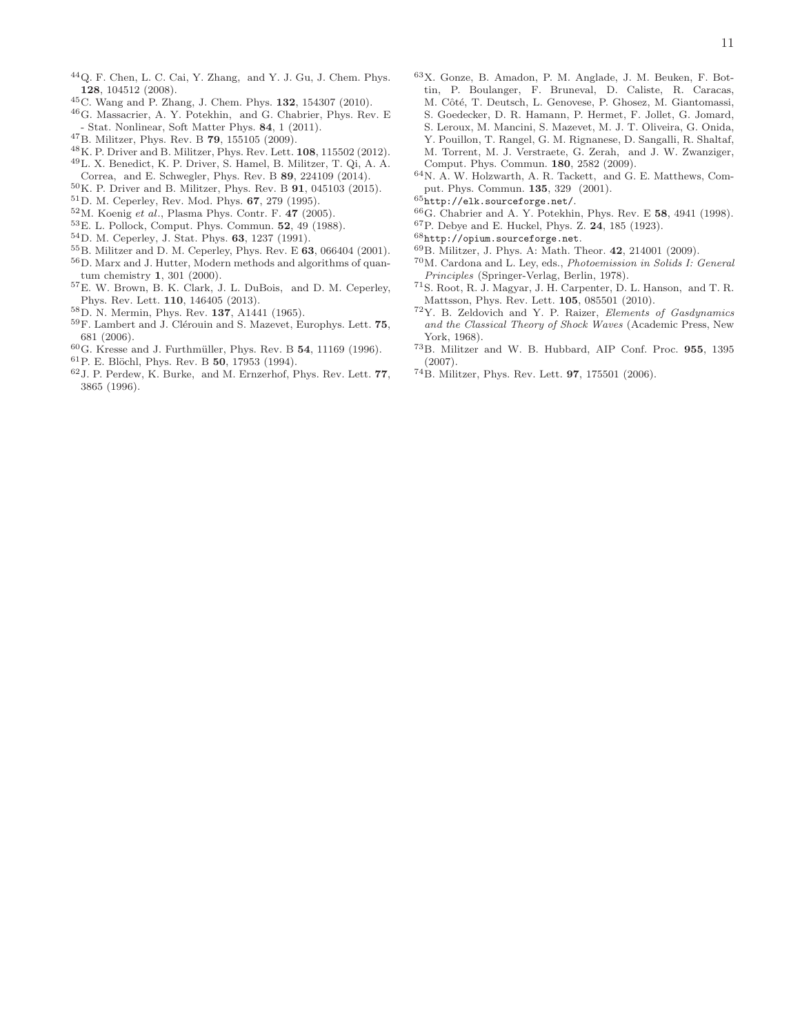[44] Q. F. Chen, L. C. Cai, Y. Zhang, and Y. J. Gu, J. Chem. Phys. **128**, 104512 (2008).

[45] C. Wang and P. Zhang, J. Chem. Phys. **132**, 154307 (2010).

[46] G. Massacrier, A. Y. Potekhin, and G. Chabrier, Phys. Rev. E - Stat. Nonlinear, Soft Matter Phys. **84**, 1 (2011).

[47] B. Militzer, Phys. Rev. B **79**, 155105 (2009).

[48] K. P. Driver and B. Militzer, Phys. Rev. Lett. **108**, 115502 (2012).

[49] L. X. Benedict, K. P. Driver, S. Hamel, B. Militzer, T. Qi, A. A. Correa, and E. Schwegler, Phys. Rev. B **89**, 224109 (2014).

[50] K. P. Driver and B. Militzer, Phys. Rev. B **91**, 045103 (2015).

[51] D. M. Ceperley, Rev. Mod. Phys. **67**, 279 (1995).

[52] M. Koenig *et al.*, Plasma Phys. Contr. F. **47** (2005).

[53] E. L. Pollock, Comput. Phys. Commun. **52**, 49 (1988).

[54] D. M. Ceperley, J. Stat. Phys. **63**, 1237 (1991).

[55] B. Militzer and D. M. Ceperley, Phys. Rev. E **63**, 066404 (2001).

[56] D. Marx and J. Hutter, Modern methods and algorithms of quantum chemistry **1**, 301 (2000).

[57] E. W. Brown, B. K. Clark, J. L. DuBois, and D. M. Ceperley, Phys. Rev. Lett. **110**, 146405 (2013).

[58] D. N. Mermin, Phys. Rev. **137**, A1441 (1965).

[59] F. Lambert and J. Clérouin and S. Mazevet, Europhys. Lett. **75**, 681 (2006).

[60] G. Kresse and J. Furthmüller, Phys. Rev. B **54**, 11169 (1996).

[61] P. E. Blöchl, Phys. Rev. B **50**, 17953 (1994).

[62] J. P. Perdew, K. Burke, and M. Ernzerhof, Phys. Rev. Lett. **77**, 3865 (1996).

[63] X. Gonze, B. Amadon, P. M. Anglade, J. M. Beuken, F. Bottin, P. Boulanger, F. Bruneval, D. Caliste, R. Caracas, M. Côté, T. Deutsch, L. Genovese, P. Ghosez, M. Giantomassi, S. Goedecker, D. R. Hamann, P. Hermet, F. Jollet, G. Jomard, S. Leroux, M. Mancini, S. Mazevet, M. J. T. Oliveira, G. Onida, Y. Pouillon, T. Rangel, G. M. Rignanese, D. Sangalli, R. Shaltaf, M. Torrent, M. J. Verstraete, G. Zerah, and J. W. Zwanziger, Comput. Phys. Commun. **180**, 2582 (2009).

[64] N. A. W. Holzwarth, A. R. Tackett, and G. E. Matthews, Comput. Phys. Commun. **135**, 329 (2001).

[65] `http://elk.sourceforge.net/`.

[66] G. Chabrier and A. Y. Potekhin, Phys. Rev. E **58**, 4941 (1998).

[67] P. Debye and E. Huckel, Phys. Z. **24**, 185 (1923).

[68] `http://opium.sourceforge.net`.

[69] B. Militzer, J. Phys. A: Math. Theor. **42**, 214001 (2009).

[70] M. Cardona and L. Ley, eds., *Photoemission in Solids I: General Principles* (Springer-Verlag, Berlin, 1978).

[71] S. Root, R. J. Magyar, J. H. Carpenter, D. L. Hanson, and T. R. Mattsson, Phys. Rev. Lett. **105**, 085501 (2010).

[72] Y. B. Zeldovich and Y. P. Raizer, *Elements of Gasdynamics and the Classical Theory of Shock Waves* (Academic Press, New York, 1968).

[73] B. Militzer and W. B. Hubbard, AIP Conf. Proc. **955**, 1395 (2007).

[74] B. Militzer, Phys. Rev. Lett. **97**, 175501 (2006).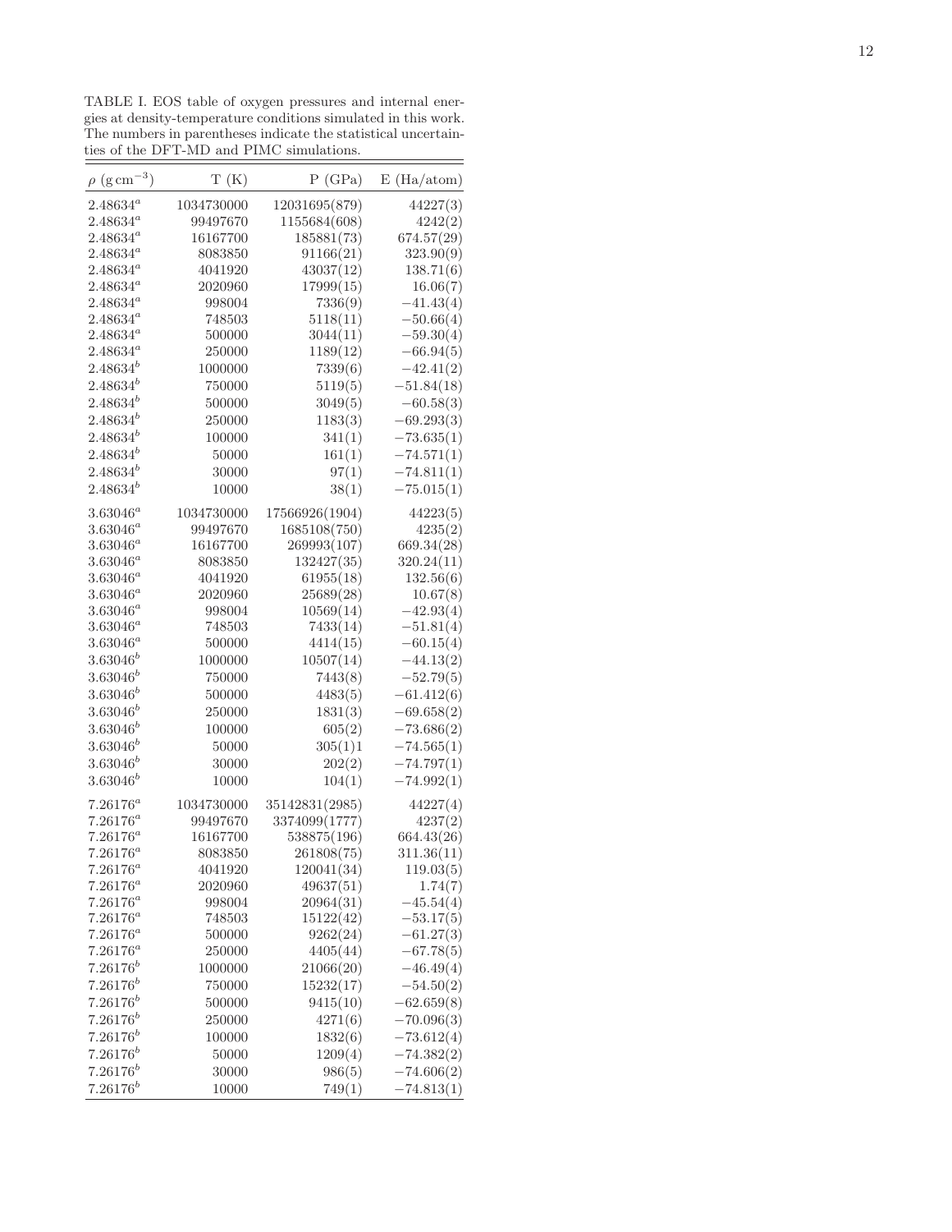TABLE I. EOS table of oxygen pressures and internal energies at density-temperature conditions simulated in this work. The numbers in parentheses indicate the statistical uncertainties of the DFT-MD and PIMC simulations.

| $\rho$ (g cm$^{-3}$) | T (K) | P (GPa) | E (Ha/atom) |
|---|---|---|---|
| 2.48634$^a$ | 1034730000 | 12031695(879) | 44227(3) |
| 2.48634$^a$ | 99497670 | 1155684(608) | 4242(2) |
| 2.48634$^a$ | 16167700 | 185881(73) | 674.57(29) |
| 2.48634$^a$ | 8083850 | 91166(21) | 323.90(9) |
| 2.48634$^a$ | 4041920 | 43037(12) | 138.71(6) |
| 2.48634$^a$ | 2020960 | 17999(15) | 16.06(7) |
| 2.48634$^a$ | 998004 | 7336(9) | −41.43(4) |
| 2.48634$^a$ | 748503 | 5118(11) | −50.66(4) |
| 2.48634$^a$ | 500000 | 3044(11) | −59.30(4) |
| 2.48634$^a$ | 250000 | 1189(12) | −66.94(5) |
| 2.48634$^b$ | 1000000 | 7339(6) | −42.41(2) |
| 2.48634$^b$ | 750000 | 5119(5) | −51.84(18) |
| 2.48634$^b$ | 500000 | 3049(5) | −60.58(3) |
| 2.48634$^b$ | 250000 | 1183(3) | −69.293(3) |
| 2.48634$^b$ | 100000 | 341(1) | −73.635(1) |
| 2.48634$^b$ | 50000 | 161(1) | −74.571(1) |
| 2.48634$^b$ | 30000 | 97(1) | −74.811(1) |
| 2.48634$^b$ | 10000 | 38(1) | −75.015(1) |
| 3.63046$^a$ | 1034730000 | 17566926(1904) | 44223(5) |
| 3.63046$^a$ | 99497670 | 1685108(750) | 4235(2) |
| 3.63046$^a$ | 16167700 | 269993(107) | 669.34(28) |
| 3.63046$^a$ | 8083850 | 132427(35) | 320.24(11) |
| 3.63046$^a$ | 4041920 | 61955(18) | 132.56(6) |
| 3.63046$^a$ | 2020960 | 25689(28) | 10.67(8) |
| 3.63046$^a$ | 998004 | 10569(14) | −42.93(4) |
| 3.63046$^a$ | 748503 | 7433(14) | −51.81(4) |
| 3.63046$^a$ | 500000 | 4414(15) | −60.15(4) |
| 3.63046$^b$ | 1000000 | 10507(14) | −44.13(2) |
| 3.63046$^b$ | 750000 | 7443(8) | −52.79(5) |
| 3.63046$^b$ | 500000 | 4483(5) | −61.412(6) |
| 3.63046$^b$ | 250000 | 1831(3) | −69.658(2) |
| 3.63046$^b$ | 100000 | 605(2) | −73.686(2) |
| 3.63046$^b$ | 50000 | 305(1)1 | −74.565(1) |
| 3.63046$^b$ | 30000 | 202(2) | −74.797(1) |
| 3.63046$^b$ | 10000 | 104(1) | −74.992(1) |
| 7.26176$^a$ | 1034730000 | 35142831(2985) | 44227(4) |
| 7.26176$^a$ | 99497670 | 3374099(1777) | 4237(2) |
| 7.26176$^a$ | 16167700 | 538875(196) | 664.43(26) |
| 7.26176$^a$ | 8083850 | 261808(75) | 311.36(11) |
| 7.26176$^a$ | 4041920 | 120041(34) | 119.03(5) |
| 7.26176$^a$ | 2020960 | 49637(51) | 1.74(7) |
| 7.26176$^a$ | 998004 | 20964(31) | −45.54(4) |
| 7.26176$^a$ | 748503 | 15122(42) | −53.17(5) |
| 7.26176$^a$ | 500000 | 9262(24) | −61.27(3) |
| 7.26176$^a$ | 250000 | 4405(44) | −67.78(5) |
| 7.26176$^b$ | 1000000 | 21066(20) | −46.49(4) |
| 7.26176$^b$ | 750000 | 15232(17) | −54.50(2) |
| 7.26176$^b$ | 500000 | 9415(10) | −62.659(8) |
| 7.26176$^b$ | 250000 | 4271(6) | −70.096(3) |
| 7.26176$^b$ | 100000 | 1832(6) | −73.612(4) |
| 7.26176$^b$ | 50000 | 1209(4) | −74.382(2) |
| 7.26176$^b$ | 30000 | 986(5) | −74.606(2) |
| 7.26176$^b$ | 10000 | 749(1) | −74.813(1) |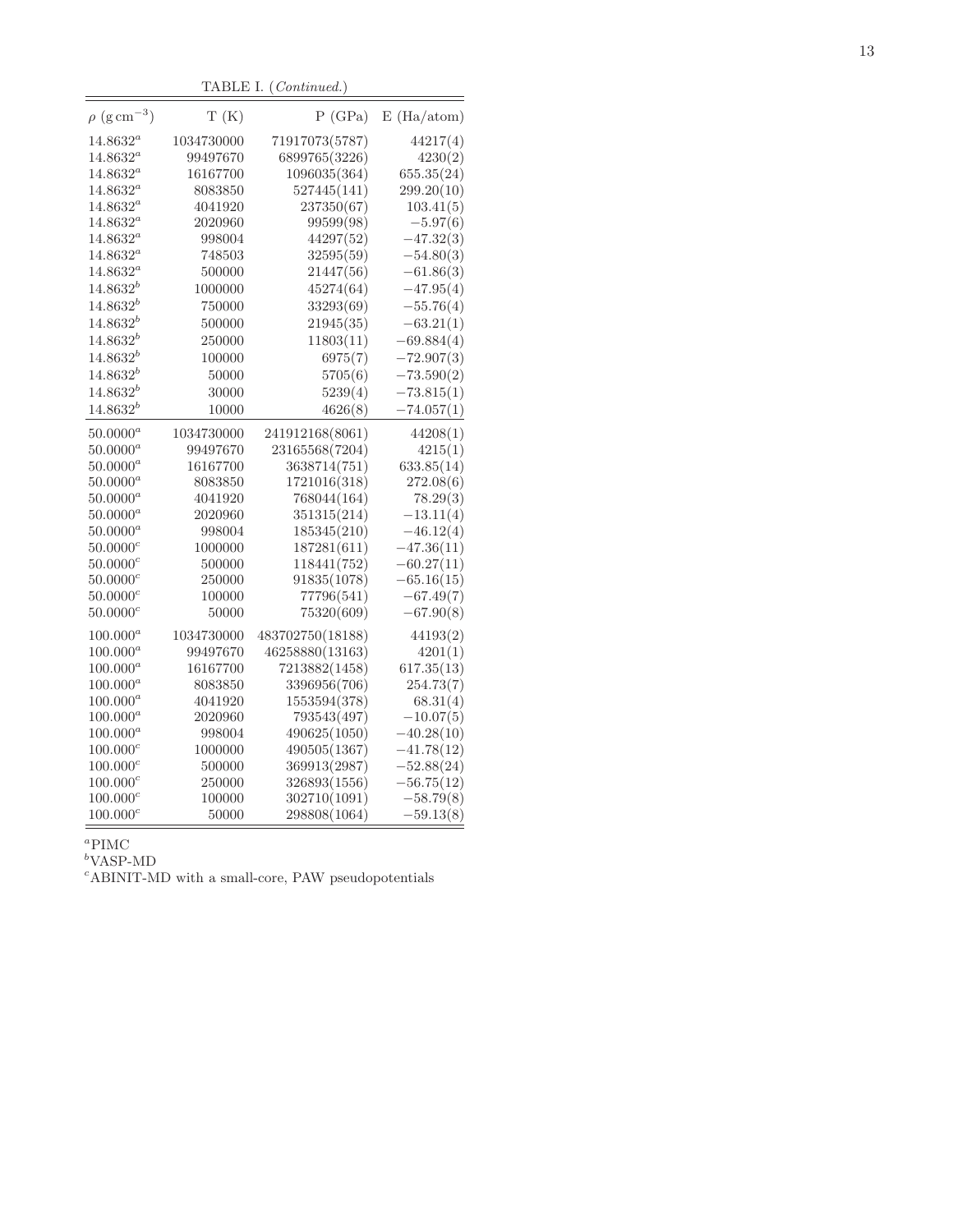TABLE I. (*Continued.*)

| $\rho$ (g cm$^{-3}$) | T (K) | P (GPa) | E (Ha/atom) |
|---|---|---|---|
| 14.8632[a] | 1034730000 | 71917073(5787) | 44217(4) |
| 14.8632[a] | 99497670 | 6899765(3226) | 4230(2) |
| 14.8632[a] | 16167700 | 1096035(364) | 655.35(24) |
| 14.8632[a] | 8083850 | 527445(141) | 299.20(10) |
| 14.8632[a] | 4041920 | 237350(67) | 103.41(5) |
| 14.8632[a] | 2020960 | 99599(98) | −5.97(6) |
| 14.8632[a] | 998004 | 44297(52) | −47.32(3) |
| 14.8632[a] | 748503 | 32595(59) | −54.80(3) |
| 14.8632[a] | 500000 | 21447(56) | −61.86(3) |
| 14.8632[b] | 1000000 | 45274(64) | −47.95(4) |
| 14.8632[b] | 750000 | 33293(69) | −55.76(4) |
| 14.8632[b] | 500000 | 21945(35) | −63.21(1) |
| 14.8632[b] | 250000 | 11803(11) | −69.884(4) |
| 14.8632[b] | 100000 | 6975(7) | −72.907(3) |
| 14.8632[b] | 50000 | 5705(6) | −73.590(2) |
| 14.8632[b] | 30000 | 5239(4) | −73.815(1) |
| 14.8632[b] | 10000 | 4626(8) | −74.057(1) |
| 50.0000[a] | 1034730000 | 241912168(8061) | 44208(1) |
| 50.0000[a] | 99497670 | 23165568(7204) | 4215(1) |
| 50.0000[a] | 16167700 | 3638714(751) | 633.85(14) |
| 50.0000[a] | 8083850 | 1721016(318) | 272.08(6) |
| 50.0000[a] | 4041920 | 768044(164) | 78.29(3) |
| 50.0000[a] | 2020960 | 351315(214) | −13.11(4) |
| 50.0000[a] | 998004 | 185345(210) | −46.12(4) |
| 50.0000[c] | 1000000 | 187281(611) | −47.36(11) |
| 50.0000[c] | 500000 | 118441(752) | −60.27(11) |
| 50.0000[c] | 250000 | 91835(1078) | −65.16(15) |
| 50.0000[c] | 100000 | 77796(541) | −67.49(7) |
| 50.0000[c] | 50000 | 75320(609) | −67.90(8) |
| 100.000[a] | 1034730000 | 483702750(18188) | 44193(2) |
| 100.000[a] | 99497670 | 46258880(13163) | 4201(1) |
| 100.000[a] | 16167700 | 7213882(1458) | 617.35(13) |
| 100.000[a] | 8083850 | 3396956(706) | 254.73(7) |
| 100.000[a] | 4041920 | 1553594(378) | 68.31(4) |
| 100.000[a] | 2020960 | 793543(497) | −10.07(5) |
| 100.000[a] | 998004 | 490625(1050) | −40.28(10) |
| 100.000[c] | 1000000 | 490505(1367) | −41.78(12) |
| 100.000[c] | 500000 | 369913(2987) | −52.88(24) |
| 100.000[c] | 250000 | 326893(1556) | −56.75(12) |
| 100.000[c] | 100000 | 302710(1091) | −58.79(8) |
| 100.000[c] | 50000 | 298808(1064) | −59.13(8) |

[a] PIMC
[b] VASP-MD
[c] ABINIT-MD with a small-core, PAW pseudopotentials